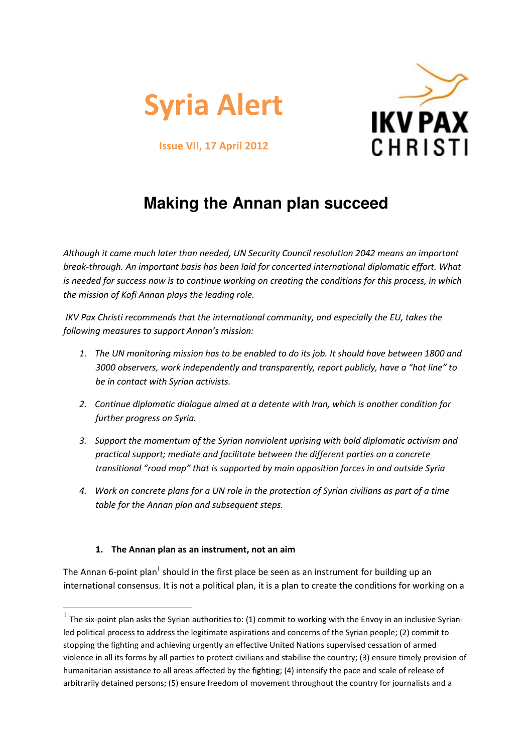# Syria Alert

**Issue VII, 17 April 2012**

IKV PAX CHRISTI

## Making the Annan plan succeed

*Although it came much later than needed, UN Security Council resolution 2042 means an important break-through. An important basis has been laid for concerted international diplomatic effort. What is needed for success now is to continue working on creating the conditions for this process, in which the mission of Kofi Annan plays the leading role.*

*IKV Pax Christi recommends that the international community, and especially the EU, takes the following measures to support Annan's mission:*

1. *The UN monitoring mission has to be enabled to do its job. It should have between 1800 and 3000 observers, work independently and transparently, report publicly, have a "hot line" to be in contact with Syrian activists.*
2. *Continue diplomatic dialogue aimed at a detente with Iran, which is another condition for further progress on Syria.*
3. *Support the momentum of the Syrian nonviolent uprising with bold diplomatic activism and practical support; mediate and facilitate between the different parties on a concrete transitional "road map" that is supported by main opposition forces in and outside Syria*
4. *Work on concrete plans for a UN role in the protection of Syrian civilians as part of a time table for the Annan plan and subsequent steps.*

### 1. The Annan plan as an instrument, not an aim

The Annan 6-point plan[1] should in the first place be seen as an instrument for building up an international consensus. It is not a political plan, it is a plan to create the conditions for working on a

[1] The six-point plan asks the Syrian authorities to: (1) commit to working with the Envoy in an inclusive Syrian-led political process to address the legitimate aspirations and concerns of the Syrian people; (2) commit to stopping the fighting and achieving urgently an effective United Nations supervised cessation of armed violence in all its forms by all parties to protect civilians and stabilise the country; (3) ensure timely provision of humanitarian assistance to all areas affected by the fighting; (4) intensify the pace and scale of release of arbitrarily detained persons; (5) ensure freedom of movement throughout the country for journalists and a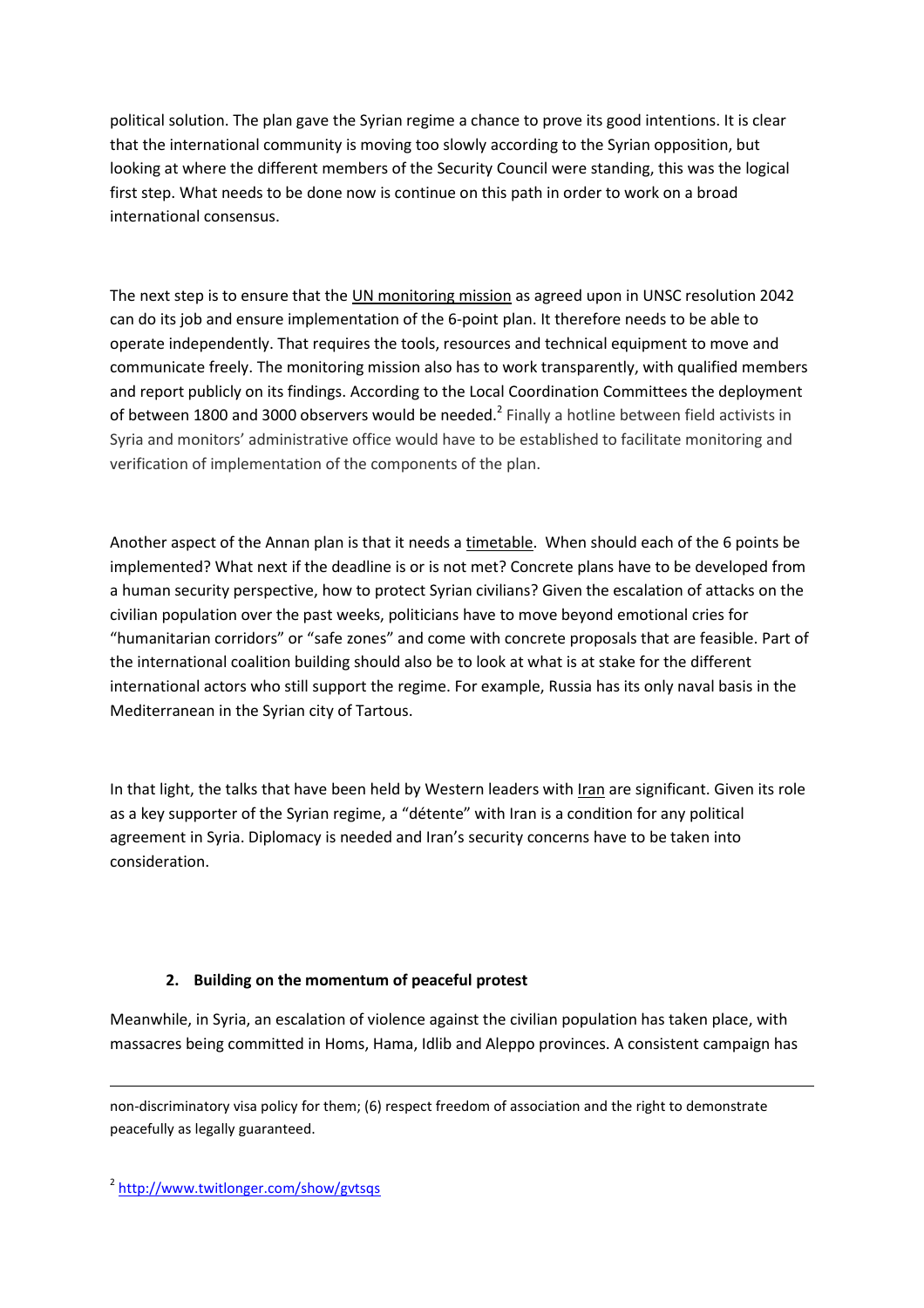political solution. The plan gave the Syrian regime a chance to prove its good intentions. It is clear that the international community is moving too slowly according to the Syrian opposition, but looking at where the different members of the Security Council were standing, this was the logical first step. What needs to be done now is continue on this path in order to work on a broad international consensus.

The next step is to ensure that the UN monitoring mission as agreed upon in UNSC resolution 2042 can do its job and ensure implementation of the 6-point plan. It therefore needs to be able to operate independently. That requires the tools, resources and technical equipment to move and communicate freely. The monitoring mission also has to work transparently, with qualified members and report publicly on its findings. According to the Local Coordination Committees the deployment of between 1800 and 3000 observers would be needed.[2] Finally a hotline between field activists in Syria and monitors' administrative office would have to be established to facilitate monitoring and verification of implementation of the components of the plan.

Another aspect of the Annan plan is that it needs a timetable. When should each of the 6 points be implemented? What next if the deadline is or is not met? Concrete plans have to be developed from a human security perspective, how to protect Syrian civilians? Given the escalation of attacks on the civilian population over the past weeks, politicians have to move beyond emotional cries for "humanitarian corridors" or "safe zones" and come with concrete proposals that are feasible. Part of the international coalition building should also be to look at what is at stake for the different international actors who still support the regime. For example, Russia has its only naval basis in the Mediterranean in the Syrian city of Tartous.

In that light, the talks that have been held by Western leaders with Iran are significant. Given its role as a key supporter of the Syrian regime, a "détente" with Iran is a condition for any political agreement in Syria. Diplomacy is needed and Iran's security concerns have to be taken into consideration.

## 2. Building on the momentum of peaceful protest

Meanwhile, in Syria, an escalation of violence against the civilian population has taken place, with massacres being committed in Homs, Hama, Idlib and Aleppo provinces. A consistent campaign has

---

non-discriminatory visa policy for them; (6) respect freedom of association and the right to demonstrate peacefully as legally guaranteed.

[2] http://www.twitlonger.com/show/gvtsqs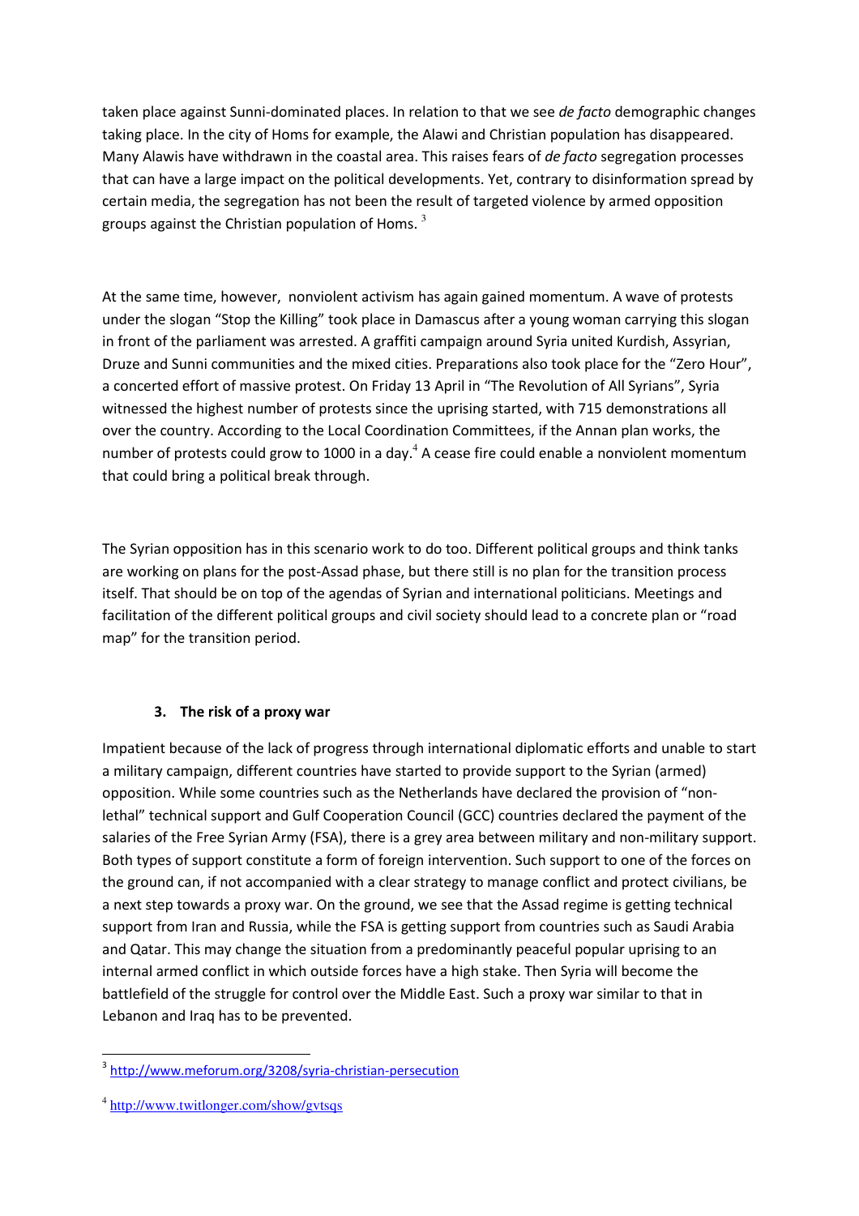taken place against Sunni-dominated places. In relation to that we see *de facto* demographic changes taking place. In the city of Homs for example, the Alawi and Christian population has disappeared. Many Alawis have withdrawn in the coastal area. This raises fears of *de facto* segregation processes that can have a large impact on the political developments. Yet, contrary to disinformation spread by certain media, the segregation has not been the result of targeted violence by armed opposition groups against the Christian population of Homs. [3]

At the same time, however, nonviolent activism has again gained momentum. A wave of protests under the slogan "Stop the Killing" took place in Damascus after a young woman carrying this slogan in front of the parliament was arrested. A graffiti campaign around Syria united Kurdish, Assyrian, Druze and Sunni communities and the mixed cities. Preparations also took place for the "Zero Hour", a concerted effort of massive protest. On Friday 13 April in "The Revolution of All Syrians", Syria witnessed the highest number of protests since the uprising started, with 715 demonstrations all over the country. According to the Local Coordination Committees, if the Annan plan works, the number of protests could grow to 1000 in a day.[4] A cease fire could enable a nonviolent momentum that could bring a political break through.

The Syrian opposition has in this scenario work to do too. Different political groups and think tanks are working on plans for the post-Assad phase, but there still is no plan for the transition process itself. That should be on top of the agendas of Syrian and international politicians. Meetings and facilitation of the different political groups and civil society should lead to a concrete plan or "road map" for the transition period.

### 3. The risk of a proxy war

Impatient because of the lack of progress through international diplomatic efforts and unable to start a military campaign, different countries have started to provide support to the Syrian (armed) opposition. While some countries such as the Netherlands have declared the provision of "non-lethal" technical support and Gulf Cooperation Council (GCC) countries declared the payment of the salaries of the Free Syrian Army (FSA), there is a grey area between military and non-military support. Both types of support constitute a form of foreign intervention. Such support to one of the forces on the ground can, if not accompanied with a clear strategy to manage conflict and protect civilians, be a next step towards a proxy war. On the ground, we see that the Assad regime is getting technical support from Iran and Russia, while the FSA is getting support from countries such as Saudi Arabia and Qatar. This may change the situation from a predominantly peaceful popular uprising to an internal armed conflict in which outside forces have a high stake. Then Syria will become the battlefield of the struggle for control over the Middle East. Such a proxy war similar to that in Lebanon and Iraq has to be prevented.

---

[3] http://www.meforum.org/3208/syria-christian-persecution

[4] http://www.twitlonger.com/show/gvtsqs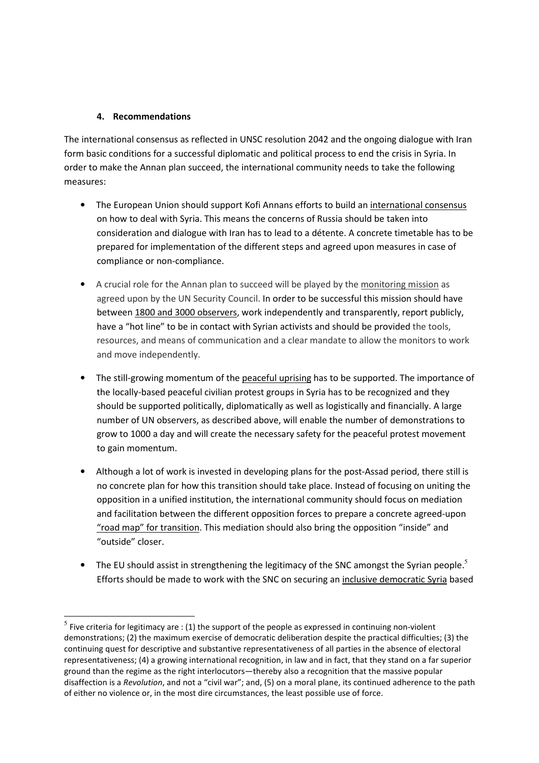#### 4. Recommendations

The international consensus as reflected in UNSC resolution 2042 and the ongoing dialogue with Iran form basic conditions for a successful diplomatic and political process to end the crisis in Syria. In order to make the Annan plan succeed, the international community needs to take the following measures:

- The European Union should support Kofi Annans efforts to build an international consensus on how to deal with Syria. This means the concerns of Russia should be taken into consideration and dialogue with Iran has to lead to a détente. A concrete timetable has to be prepared for implementation of the different steps and agreed upon measures in case of compliance or non-compliance.

- A crucial role for the Annan plan to succeed will be played by the monitoring mission as agreed upon by the UN Security Council. In order to be successful this mission should have between 1800 and 3000 observers, work independently and transparently, report publicly, have a "hot line" to be in contact with Syrian activists and should be provided the tools, resources, and means of communication and a clear mandate to allow the monitors to work and move independently.

- The still-growing momentum of the peaceful uprising has to be supported. The importance of the locally-based peaceful civilian protest groups in Syria has to be recognized and they should be supported politically, diplomatically as well as logistically and financially. A large number of UN observers, as described above, will enable the number of demonstrations to grow to 1000 a day and will create the necessary safety for the peaceful protest movement to gain momentum.

- Although a lot of work is invested in developing plans for the post-Assad period, there still is no concrete plan for how this transition should take place. Instead of focusing on uniting the opposition in a unified institution, the international community should focus on mediation and facilitation between the different opposition forces to prepare a concrete agreed-upon "road map" for transition. This mediation should also bring the opposition "inside" and "outside" closer.

- The EU should assist in strengthening the legitimacy of the SNC amongst the Syrian people.[5] Efforts should be made to work with the SNC on securing an inclusive democratic Syria based

[5] Five criteria for legitimacy are : (1) the support of the people as expressed in continuing non-violent demonstrations; (2) the maximum exercise of democratic deliberation despite the practical difficulties; (3) the continuing quest for descriptive and substantive representativeness of all parties in the absence of electoral representativeness; (4) a growing international recognition, in law and in fact, that they stand on a far superior ground than the regime as the right interlocutors—thereby also a recognition that the massive popular disaffection is a *Revolution*, and not a "civil war"; and, (5) on a moral plane, its continued adherence to the path of either no violence or, in the most dire circumstances, the least possible use of force.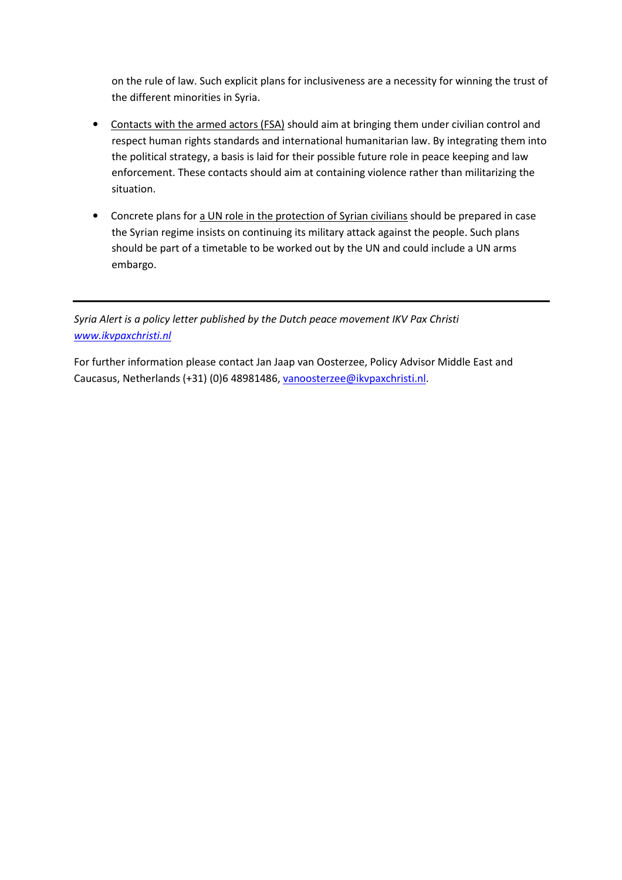on the rule of law. Such explicit plans for inclusiveness are a necessity for winning the trust of the different minorities in Syria.

- Contacts with the armed actors (FSA) should aim at bringing them under civilian control and respect human rights standards and international humanitarian law. By integrating them into the political strategy, a basis is laid for their possible future role in peace keeping and law enforcement. These contacts should aim at containing violence rather than militarizing the situation.

- Concrete plans for a UN role in the protection of Syrian civilians should be prepared in case the Syrian regime insists on continuing its military attack against the people. Such plans should be part of a timetable to be worked out by the UN and could include a UN arms embargo.

---

*Syria Alert is a policy letter published by the Dutch peace movement IKV Pax Christi* *www.ikvpaxchristi.nl*

For further information please contact Jan Jaap van Oosterzee, Policy Advisor Middle East and Caucasus, Netherlands (+31) (0)6 48981486, vanoosterzee@ikvpaxchristi.nl.